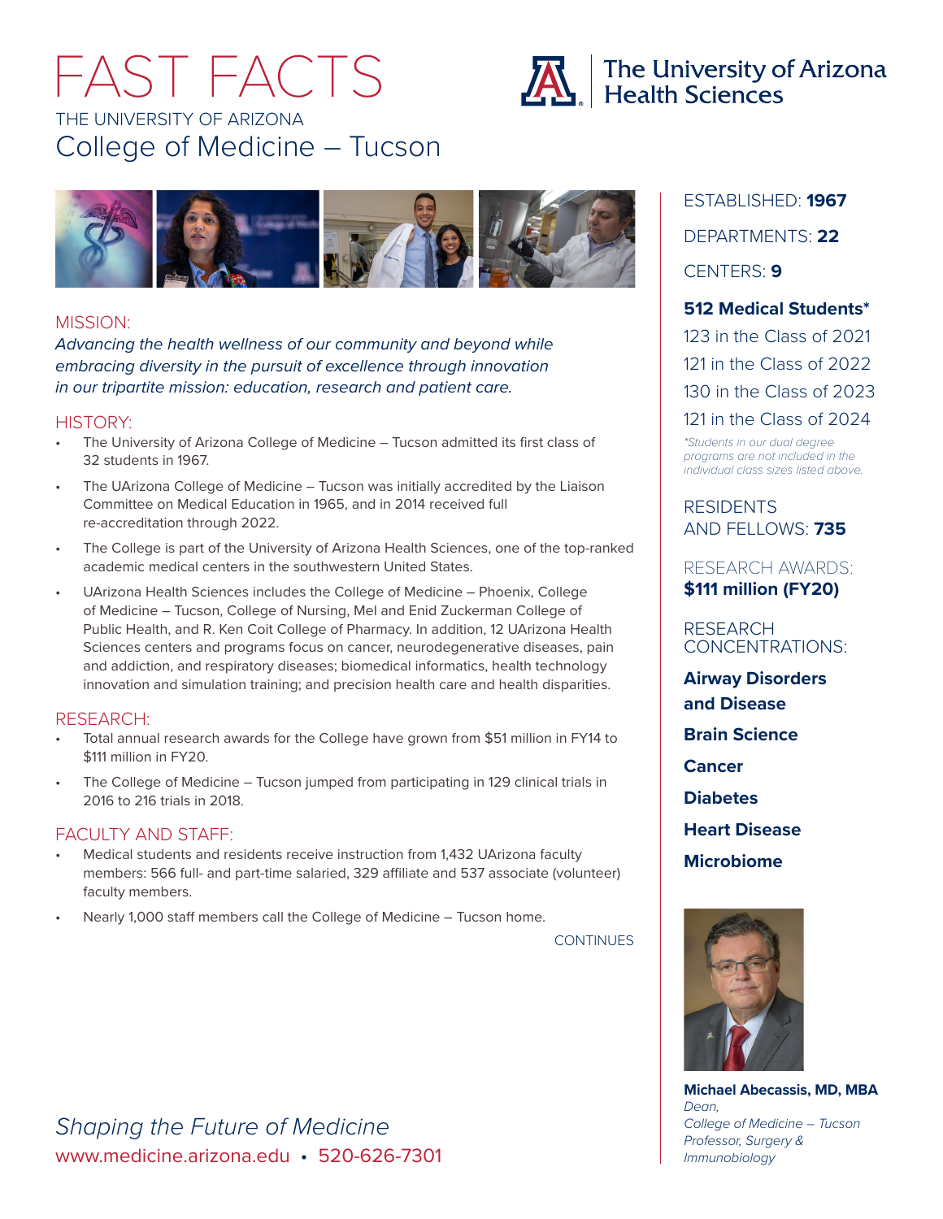# FAST FACTS

THE UNIVERSITY OF ARIZONA

## College of Medicine – Tucson

The University of Arizona Health Sciences

### MISSION:

*Advancing the health wellness of our community and beyond while embracing diversity in the pursuit of excellence through innovation in our tripartite mission: education, research and patient care.*

### HISTORY:

- The University of Arizona College of Medicine – Tucson admitted its first class of 32 students in 1967.
- The UArizona College of Medicine – Tucson was initially accredited by the Liaison Committee on Medical Education in 1965, and in 2014 received full re-accreditation through 2022.
- The College is part of the University of Arizona Health Sciences, one of the top-ranked academic medical centers in the southwestern United States.
- UArizona Health Sciences includes the College of Medicine – Phoenix, College of Medicine – Tucson, College of Nursing, Mel and Enid Zuckerman College of Public Health, and R. Ken Coit College of Pharmacy. In addition, 12 UArizona Health Sciences centers and programs focus on cancer, neurodegenerative diseases, pain and addiction, and respiratory diseases; biomedical informatics, health technology innovation and simulation training; and precision health care and health disparities.

### RESEARCH:

- Total annual research awards for the College have grown from $51 million in FY14 to $111 million in FY20.
- The College of Medicine – Tucson jumped from participating in 129 clinical trials in 2016 to 216 trials in 2018.

### FACULTY AND STAFF:

- Medical students and residents receive instruction from 1,432 UArizona faculty members: 566 full- and part-time salaried, 329 affiliate and 537 associate (volunteer) faculty members.
- Nearly 1,000 staff members call the College of Medicine – Tucson home.

CONTINUES

ESTABLISHED: **1967**

DEPARTMENTS: **22**

CENTERS: **9**

**512 Medical Students***

123 in the Class of 2021

121 in the Class of 2022

130 in the Class of 2023

121 in the Class of 2024

*\*Students in our dual degree programs are not included in the individual class sizes listed above.*

RESIDENTS AND FELLOWS: **735**

RESEARCH AWARDS:
**$111 million (FY20)**

RESEARCH CONCENTRATIONS:

**Airway Disorders and Disease**

**Brain Science**

**Cancer**

**Diabetes**

**Heart Disease**

**Microbiome**

**Michael Abecassis, MD, MBA**
*Dean,*
*College of Medicine – Tucson*
*Professor, Surgery & Immunobiology*

*Shaping the Future of Medicine*

www.medicine.arizona.edu • 520-626-7301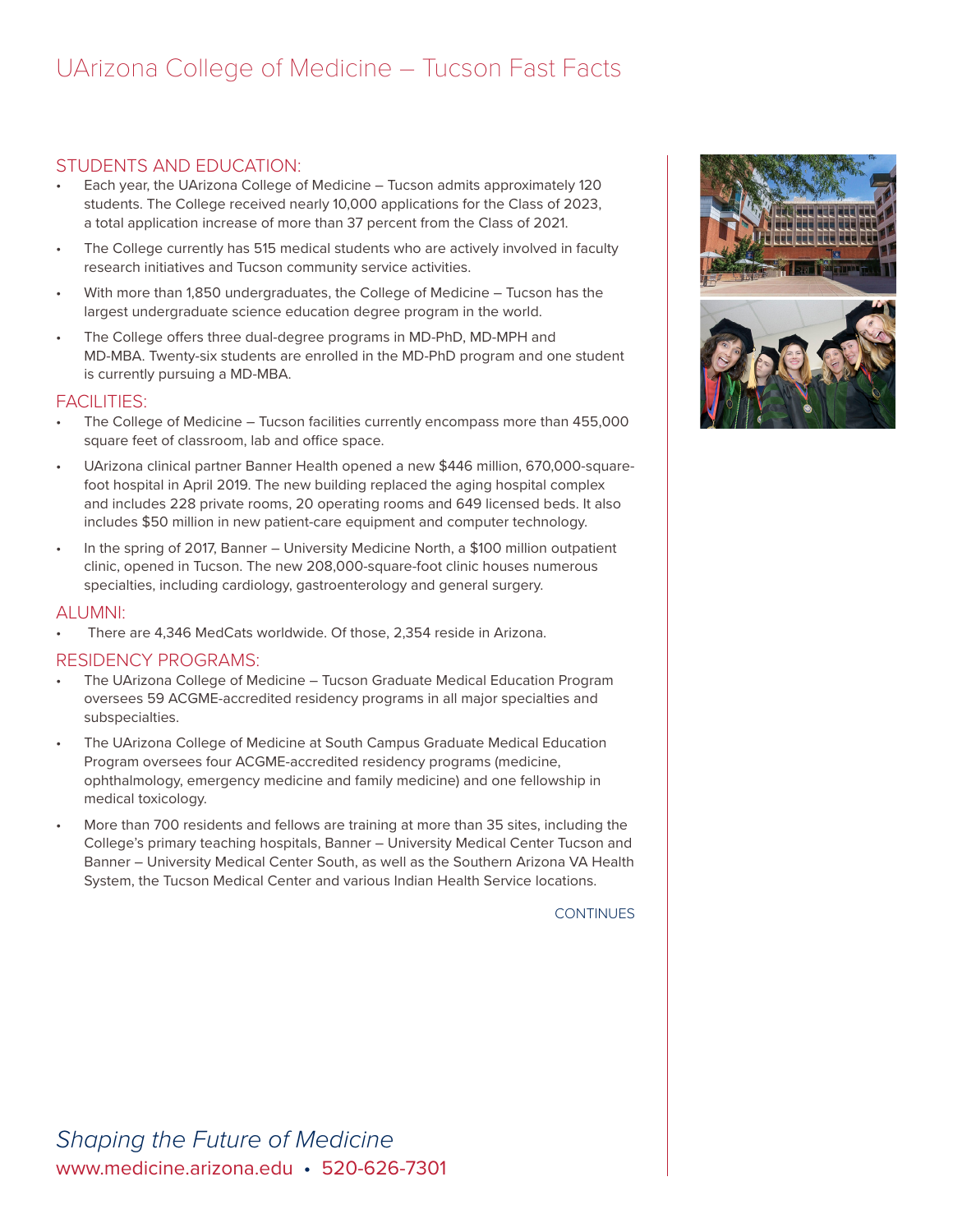# UArizona College of Medicine – Tucson Fast Facts

## STUDENTS AND EDUCATION:

- Each year, the UArizona College of Medicine – Tucson admits approximately 120 students. The College received nearly 10,000 applications for the Class of 2023, a total application increase of more than 37 percent from the Class of 2021.
- The College currently has 515 medical students who are actively involved in faculty research initiatives and Tucson community service activities.
- With more than 1,850 undergraduates, the College of Medicine – Tucson has the largest undergraduate science education degree program in the world.
- The College offers three dual-degree programs in MD-PhD, MD-MPH and MD-MBA. Twenty-six students are enrolled in the MD-PhD program and one student is currently pursuing a MD-MBA.

## FACILITIES:

- The College of Medicine – Tucson facilities currently encompass more than 455,000 square feet of classroom, lab and office space.
- UArizona clinical partner Banner Health opened a new $446 million, 670,000-square-foot hospital in April 2019. The new building replaced the aging hospital complex and includes 228 private rooms, 20 operating rooms and 649 licensed beds. It also includes $50 million in new patient-care equipment and computer technology.
- In the spring of 2017, Banner – University Medicine North, a $100 million outpatient clinic, opened in Tucson. The new 208,000-square-foot clinic houses numerous specialties, including cardiology, gastroenterology and general surgery.

## ALUMNI:

- There are 4,346 MedCats worldwide. Of those, 2,354 reside in Arizona.

## RESIDENCY PROGRAMS:

- The UArizona College of Medicine – Tucson Graduate Medical Education Program oversees 59 ACGME-accredited residency programs in all major specialties and subspecialties.
- The UArizona College of Medicine at South Campus Graduate Medical Education Program oversees four ACGME-accredited residency programs (medicine, ophthalmology, emergency medicine and family medicine) and one fellowship in medical toxicology.
- More than 700 residents and fellows are training at more than 35 sites, including the College's primary teaching hospitals, Banner – University Medical Center Tucson and Banner – University Medical Center South, as well as the Southern Arizona VA Health System, the Tucson Medical Center and various Indian Health Service locations.

CONTINUES

*Shaping the Future of Medicine*

www.medicine.arizona.edu • 520-626-7301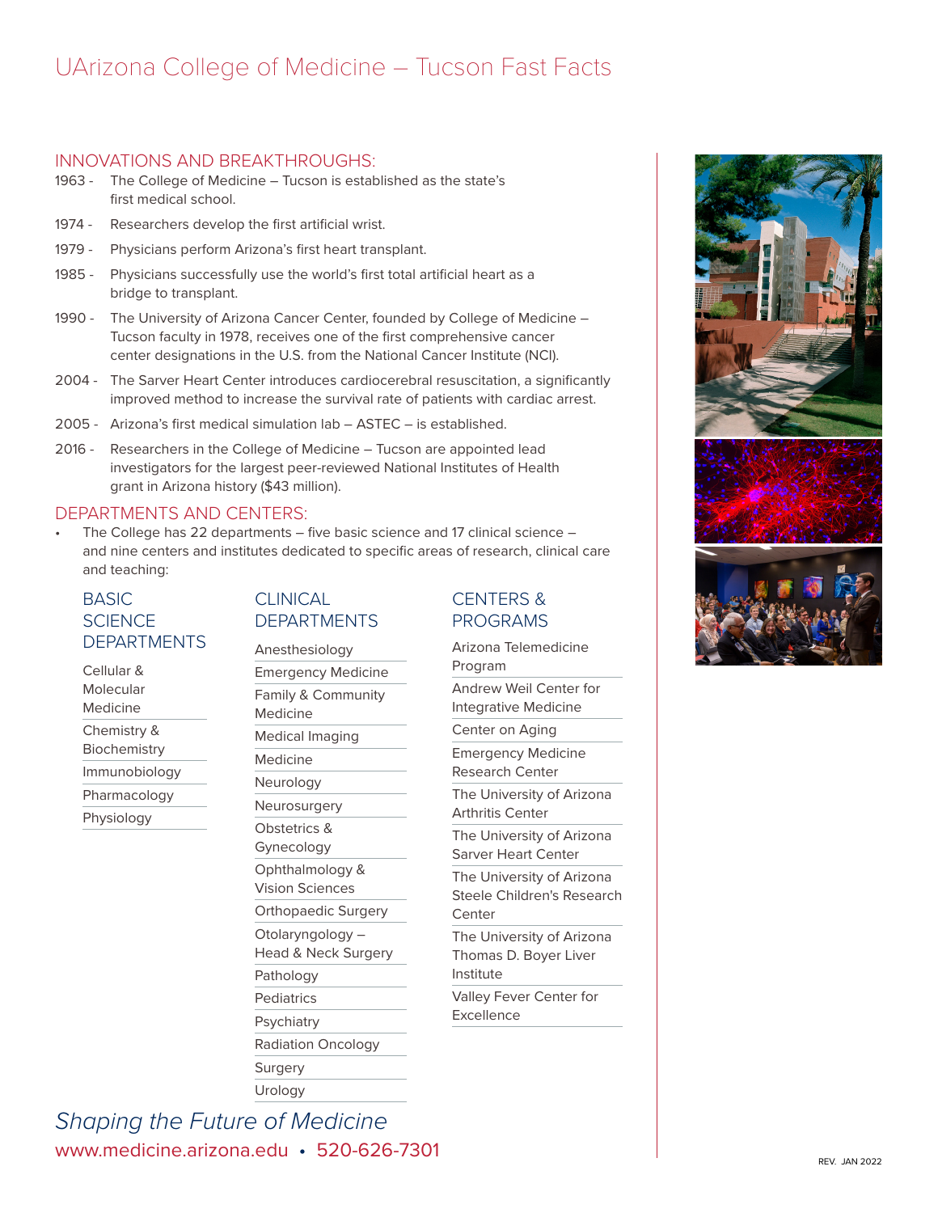# UArizona College of Medicine – Tucson Fast Facts

## INNOVATIONS AND BREAKTHROUGHS:

1963 - The College of Medicine – Tucson is established as the state's first medical school.

1974 - Researchers develop the first artificial wrist.

1979 - Physicians perform Arizona's first heart transplant.

1985 - Physicians successfully use the world's first total artificial heart as a bridge to transplant.

1990 - The University of Arizona Cancer Center, founded by College of Medicine – Tucson faculty in 1978, receives one of the first comprehensive cancer center designations in the U.S. from the National Cancer Institute (NCI).

2004 - The Sarver Heart Center introduces cardiocerebral resuscitation, a significantly improved method to increase the survival rate of patients with cardiac arrest.

2005 - Arizona's first medical simulation lab – ASTEC – is established.

2016 - Researchers in the College of Medicine – Tucson are appointed lead investigators for the largest peer-reviewed National Institutes of Health grant in Arizona history ($43 million).

## DEPARTMENTS AND CENTERS:

- The College has 22 departments – five basic science and 17 clinical science – and nine centers and institutes dedicated to specific areas of research, clinical care and teaching:

### BASIC SCIENCE DEPARTMENTS

- Cellular & Molecular Medicine
- Chemistry & Biochemistry
- Immunobiology
- Pharmacology
- Physiology

### CLINICAL DEPARTMENTS

- Anesthesiology
- Emergency Medicine
- Family & Community Medicine
- Medical Imaging
- Medicine
- Neurology
- Neurosurgery
- Obstetrics & Gynecology
- Ophthalmology & Vision Sciences
- Orthopaedic Surgery
- Otolaryngology – Head & Neck Surgery
- Pathology
- Pediatrics
- Psychiatry
- Radiation Oncology
- Surgery
- Urology

### CENTERS & PROGRAMS

- Arizona Telemedicine Program
- Andrew Weil Center for Integrative Medicine
- Center on Aging
- Emergency Medicine Research Center
- The University of Arizona Arthritis Center
- The University of Arizona Sarver Heart Center
- The University of Arizona Steele Children's Research Center
- The University of Arizona Thomas D. Boyer Liver Institute
- Valley Fever Center for Excellence

*Shaping the Future of Medicine*

www.medicine.arizona.edu • 520-626-7301

REV. JAN 2022